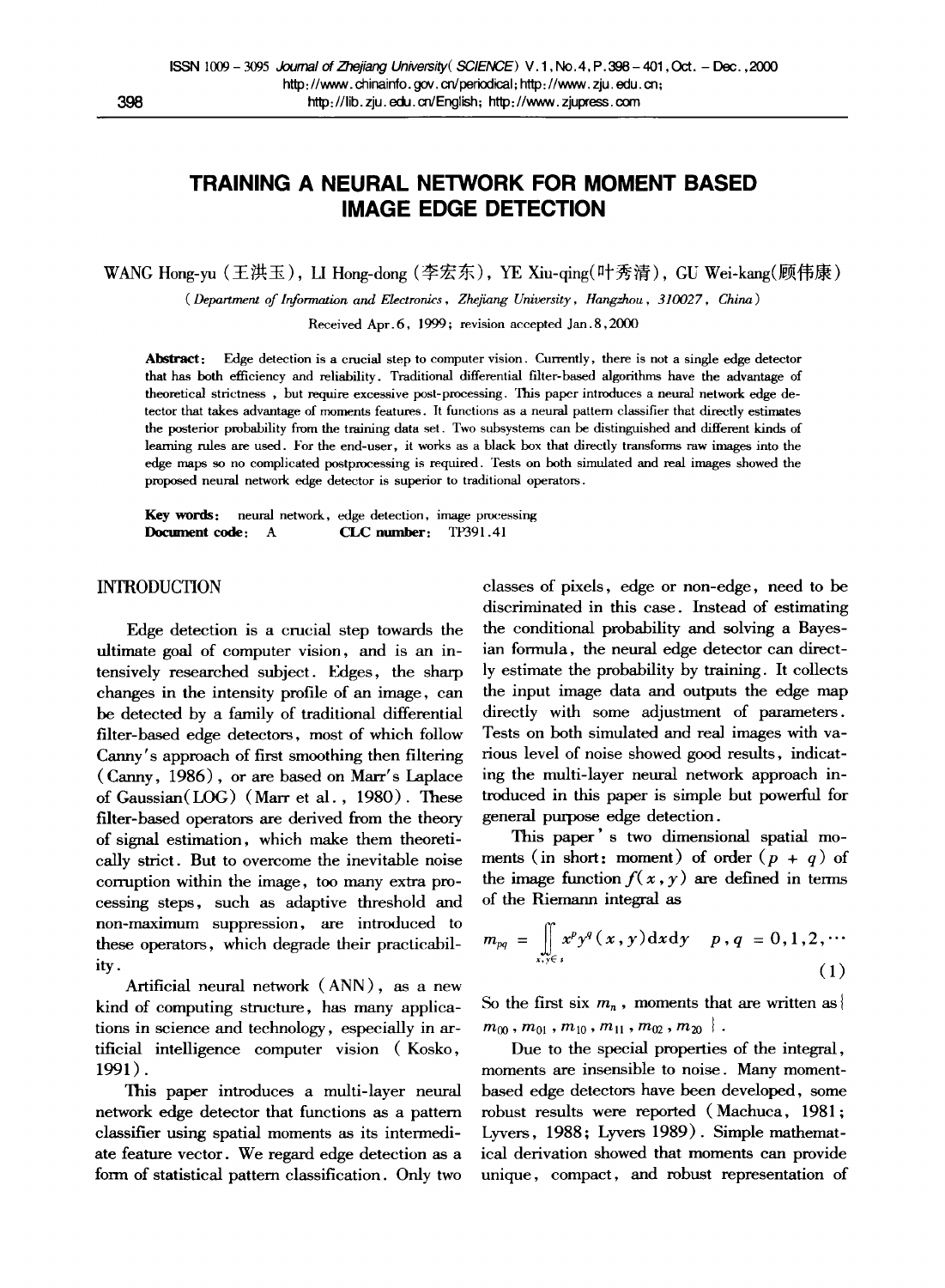# TRAINING A NEURAL NETWORK FOR MOMENT BASED IMAGE EDGE DETECTION

WANG Hong-yu (王洪玉), LI Hong-dong (李宏东), YE Xiu-qing(叶秀清), GU Wei-kang(顾伟康)

(*Department of Information and Electronics, Zhejiang University, Hangzhou, 310027, China*)

Received Apr.6, 1999; revision accepted Jan.8,2000

**Abstract**: Edge detection is a crucial step to computer vision. Currently, there is not a single edge detector that has both efficiency and reliability. Traditional differential filter-based algorithms have the advantage of theoretical strictness, but require excessive post-processing. This paper introduces a neural network edge detector that takes advantage of moments features. It functions as a neural pattern classifier that directly estimates the posterior probability from the training data set. Two subsystems can be distinguished and different kinds of learning rules are used. For the end-user, it works as a black box that directly transforms raw images into the edge maps so no complicated postprocessing is required. Tests on both simulated and real images showed the proposed neural network edge detector is superior to traditional operators.

**Key words**: neural network, edge detection, image processing
**Document code**: A **CLC number**: TP391.41

## INTRODUCTION

Edge detection is a crucial step towards the ultimate goal of computer vision, and is an intensively researched subject. Edges, the sharp changes in the intensity profile of an image, can be detected by a family of traditional differential filter-based edge detectors, most of which follow Canny's approach of first smoothing then filtering (Canny, 1986), or are based on Marr's Laplace of Gaussian(LOG) (Marr et al., 1980). These filter-based operators are derived from the theory of signal estimation, which make them theoretically strict. But to overcome the inevitable noise corruption within the image, too many extra processing steps, such as adaptive threshold and non-maximum suppression, are introduced to these operators, which degrade their practicability.

Artificial neural network (ANN), as a new kind of computing structure, has many applications in science and technology, especially in artificial intelligence computer vision (Kosko, 1991).

This paper introduces a multi-layer neural network edge detector that functions as a pattern classifier using spatial moments as its intermediate feature vector. We regard edge detection as a form of statistical pattern classification. Only two classes of pixels, edge or non-edge, need to be discriminated in this case. Instead of estimating the conditional probability and solving a Bayesian formula, the neural edge detector can directly estimate the probability by training. It collects the input image data and outputs the edge map directly with some adjustment of parameters. Tests on both simulated and real images with various level of noise showed good results, indicating the multi-layer neural network approach introduced in this paper is simple but powerful for general purpose edge detection.

This paper's two dimensional spatial moments (in short: moment) of order $(p+q)$ of the image function $f(x,y)$ are defined in terms of the Riemann integral as

$$m_{pq} = \iint_{x,y \in s} x^p y^q (x,y) \mathrm{d}x \mathrm{d}y \quad p,q = 0,1,2,\cdots \tag{1}$$

So the first six $m_n$, moments that are written as $\{m_{00}, m_{01}, m_{10}, m_{11}, m_{02}, m_{20}\}$.

Due to the special properties of the integral, moments are insensible to noise. Many moment-based edge detectors have been developed, some robust results were reported (Machuca, 1981; Lyvers, 1988; Lyvers 1989). Simple mathematical derivation showed that moments can provide unique, compact, and robust representation of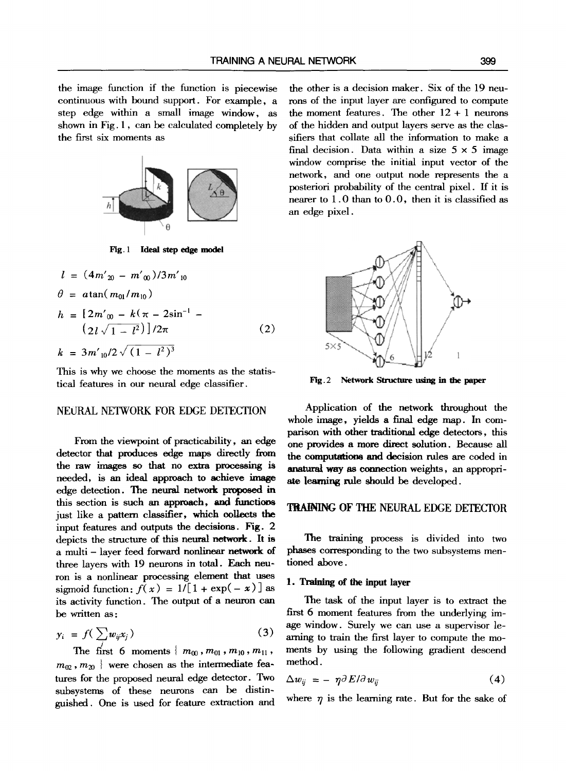the image function if the function is piecewise continuous with bound support. For example, a step edge within a small image window, as shown in Fig. 1, can be calculated completely by the first six moments as

Fig. 1 Ideal step edge model

$$
\begin{aligned}
l &= (4m'_{20} - m'_{00})/3m'_{10} \\
\theta &= \operatorname{atan}(m_{01}/m_{10}) \\
h &= [2m'_{00} - k(\pi - 2\sin^{-1} - (2l\sqrt{1 - l^2})]/2\pi \qquad (2) \\
k &= 3m'_{10}/2\sqrt{(1 - l^2)^3}
\end{aligned}
$$

This is why we choose the moments as the statistical features in our neural edge classifier.

## NEURAL NETWORK FOR EDGE DETECTION

From the viewpoint of practicability, an edge detector that produces edge maps directly from the raw images so that no extra processing is needed, is an ideal approach to achieve image edge detection. The neural network proposed in this section is such an approach, and functions just like a pattern classifier, which collects the input features and outputs the decisions. Fig. 2 depicts the structure of this neural network. It is a multi-layer feed forward nonlinear network of three layers with 19 neurons in total. Each neuron is a nonlinear processing element that uses sigmoid function: $f(x) = 1/[1 + \exp(-x)]$ as its activity function. The output of a neuron can be written as:

$$
y_i = f(\sum_j w_{ij} x_j) \qquad (3)
$$

The first 6 moments $\{m_{00}, m_{01}, m_{10}, m_{11}, m_{02}, m_{20}\}$ were chosen as the intermediate features for the proposed neural edge detector. Two subsystems of these neurons can be distinguished. One is used for feature extraction and the other is a decision maker. Six of the 19 neurons of the input layer are configured to compute the moment features. The other 12 + 1 neurons of the hidden and output layers serve as the classifiers that collate all the information to make a final decision. Data within a size 5 × 5 image window comprise the initial input vector of the network, and one output node represents the a posteriori probability of the central pixel. If it is nearer to 1.0 than to 0.0, then it is classified as an edge pixel.

Fig. 2 Network Structure using in the paper

Application of the network throughout the whole image, yields a final edge map. In comparison with other traditional edge detectors, this one provides a more direct solution. Because all the computations and decision rules are coded in a natural way as connection weights, an appropriate learning rule should be developed.

## TRAINING OF THE NEURAL EDGE DETECTOR

The training process is divided into two phases corresponding to the two subsystems mentioned above.

### 1. Training of the input layer

The task of the input layer is to extract the first 6 moment features from the underlying image window. Surely we can use a supervisor learning to train the first layer to compute the moments by using the following gradient descend method.

$$
\Delta w_{ij} = -\eta \partial E / \partial w_{ij} \qquad (4)
$$

where $\eta$ is the learning rate. But for the sake of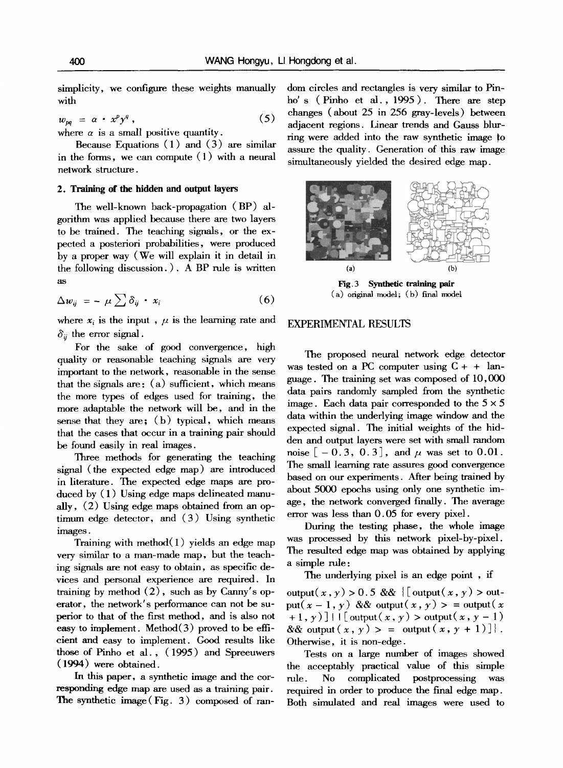simplicity, we configure these weights manually with

$$w_{pq} = \alpha \cdot x^p y^q, \tag{5}$$

where $\alpha$ is a small positive quantity.

Because Equations (1) and (3) are similar in the forms, we can compute (1) with a neural network structure.

### 2. Training of the hidden and output layers

The well-known back-propagation (BP) algorithm was applied because there are two layers to be trained. The teaching signals, or the expected a posteriori probabilities, were produced by a proper way (We will explain it in detail in the following discussion.). A BP rule is written as

$$\Delta w_{ij} = -\mu \sum \delta_{ij} \cdot x_i \tag{6}$$

where $x_i$ is the input, $\mu$ is the learning rate and $\delta_{ij}$ the error signal.

For the sake of good convergence, high quality or reasonable teaching signals are very important to the network, reasonable in the sense that the signals are: (a) sufficient, which means the more types of edges used for training, the more adaptable the network will be, and in the sense that they are; (b) typical, which means that the cases that occur in a training pair should be found easily in real images.

Three methods for generating the teaching signal (the expected edge map) are introduced in literature. The expected edge maps are produced by (1) Using edge maps delineated manually, (2) Using edge maps obtained from an optimum edge detector, and (3) Using synthetic images.

Training with method(1) yields an edge map very similar to a man-made map, but the teaching signals are not easy to obtain, as specific devices and personal experience are required. In training by method (2), such as by Canny's operator, the network's performance can not be superior to that of the first method, and is also not easy to implement. Method(3) proved to be efficient and easy to implement. Good results like those of Pinho et al., (1995) and Spreeuwers (1994) were obtained.

In this paper, a synthetic image and the corresponding edge map are used as a training pair. The synthetic image (Fig. 3) composed of random circles and rectangles is very similar to Pinho's (Pinho et al., 1995). There are step changes (about 25 in 256 gray-levels) between adjacent regions. Linear trends and Gauss blurring were added into the raw synthetic image to assure the quality. Generation of this raw image simultaneously yielded the desired edge map.

(a) (b)

**Fig. 3 Synthetic training pair**
(a) original model; (b) final model

## EXPERIMENTAL RESULTS

The proposed neural network edge detector was tested on a PC computer using C++ language. The training set was composed of 10,000 data pairs randomly sampled from the synthetic image. Each data pair corresponded to the $5 \times 5$ data within the underlying image window and the expected signal. The initial weights of the hidden and output layers were set with small random noise $[-0.3, 0.3]$, and $\mu$ was set to 0.01. The small learning rate assures good convergence based on our experiments. After being trained by about 5000 epochs using only one synthetic image, the network converged finally. The average error was less than 0.05 for every pixel.

During the testing phase, the whole image was processed by this network pixel-by-pixel. The resulted edge map was obtained by applying a simple rule:

The underlying pixel is an edge point, if

output(x, y) > 0.5 && {[output(x, y) > output(x − 1, y) && output(x, y) >= output(x + 1, y)] || [output(x, y) > output(x, y − 1) && output(x, y) >= output(x, y + 1)]}. Otherwise, it is non-edge.

Tests on a large number of images showed the acceptably practical value of this simple rule. No complicated postprocessing was required in order to produce the final edge map. Both simulated and real images were used to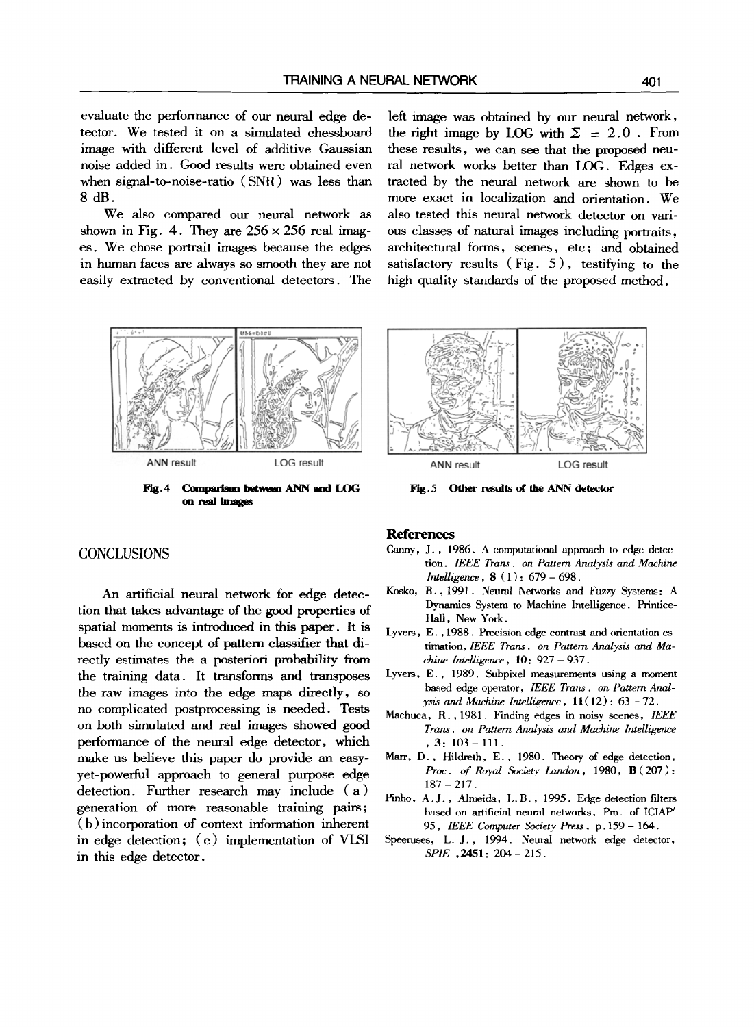evaluate the performance of our neural edge detector. We tested it on a simulated chessboard image with different level of additive Gaussian noise added in. Good results were obtained even when signal-to-noise-ratio (SNR) was less than 8 dB.

We also compared our neural network as shown in Fig. 4. They are 256 × 256 real images. We chose portrait images because the edges in human faces are always so smooth they are not easily extracted by conventional detectors. The left image was obtained by our neural network, the right image by LOG with $\Sigma = 2.0$ . From these results, we can see that the proposed neural network works better than LOG. Edges extracted by the neural network are shown to be more exact in localization and orientation. We also tested this neural network detector on various classes of natural images including portraits, architectural forms, scenes, etc; and obtained satisfactory results (Fig. 5), testifying to the high quality standards of the proposed method.

ANN result LOG result

**Fig.4 Comparison between ANN and LOG on real images**

ANN result LOG result

**Fig.5 Other results of the ANN detector**

## CONCLUSIONS

An artificial neural network for edge detection that takes advantage of the good properties of spatial moments is introduced in this paper. It is based on the concept of pattern classifier that directly estimates the a posteriori probability from the training data. It transforms and transposes the raw images into the edge maps directly, so no complicated postprocessing is needed. Tests on both simulated and real images showed good performance of the neural edge detector, which make us believe this paper do provide an easy-yet-powerful approach to general purpose edge detection. Further research may include (a) generation of more reasonable training pairs; (b) incorporation of context information inherent in edge detection; (c) implementation of VLSI in this edge detector.

## References

Canny, J., 1986. A computational approach to edge detection. *IEEE Trans. on Pattern Analysis and Machine Intelligence*, **8** (1): 679 – 698.

Kosko, B., 1991. Neural Networks and Fuzzy Systems: A Dynamics System to Machine Intelligence. Printice-Hall, New York.

Lyvers, E., 1988. Precision edge contrast and orientation estimation, *IEEE Trans. on Pattern Analysis and Machine Intelligence*, **10**: 927 – 937.

Lyvers, E., 1989. Subpixel measurements using a moment based edge operator, *IEEE Trans. on Pattern Analysis and Machine Intelligence*, **11**(12): 63 – 72.

Machuca, R., 1981. Finding edges in noisy scenes, *IEEE Trans. on Pattern Analysis and Machine Intelligence*, **3**: 103 – 111.

Marr, D., Hildreth, E., 1980. Theory of edge detection, *Proc. of Royal Society London*, 1980, **B**(207): 187 – 217.

Pinho, A.J., Almeida, L.B., 1995. Edge detection filters based on artificial neural networks, Pro. of ICIAP' 95, *IEEE Computer Society Press*, p.159 – 164.

Speeruses, L. J., 1994. Neural network edge detector, *SPIE*, **2451**: 204 – 215.